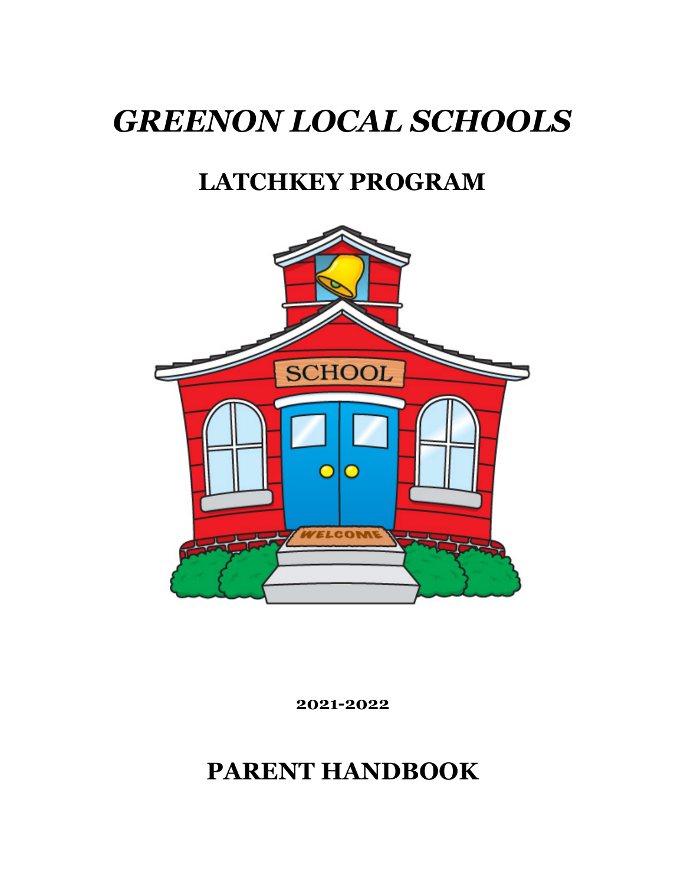# *GREENON LOCAL SCHOOLS*

## LATCHKEY PROGRAM

**2021-2022**

## PARENT HANDBOOK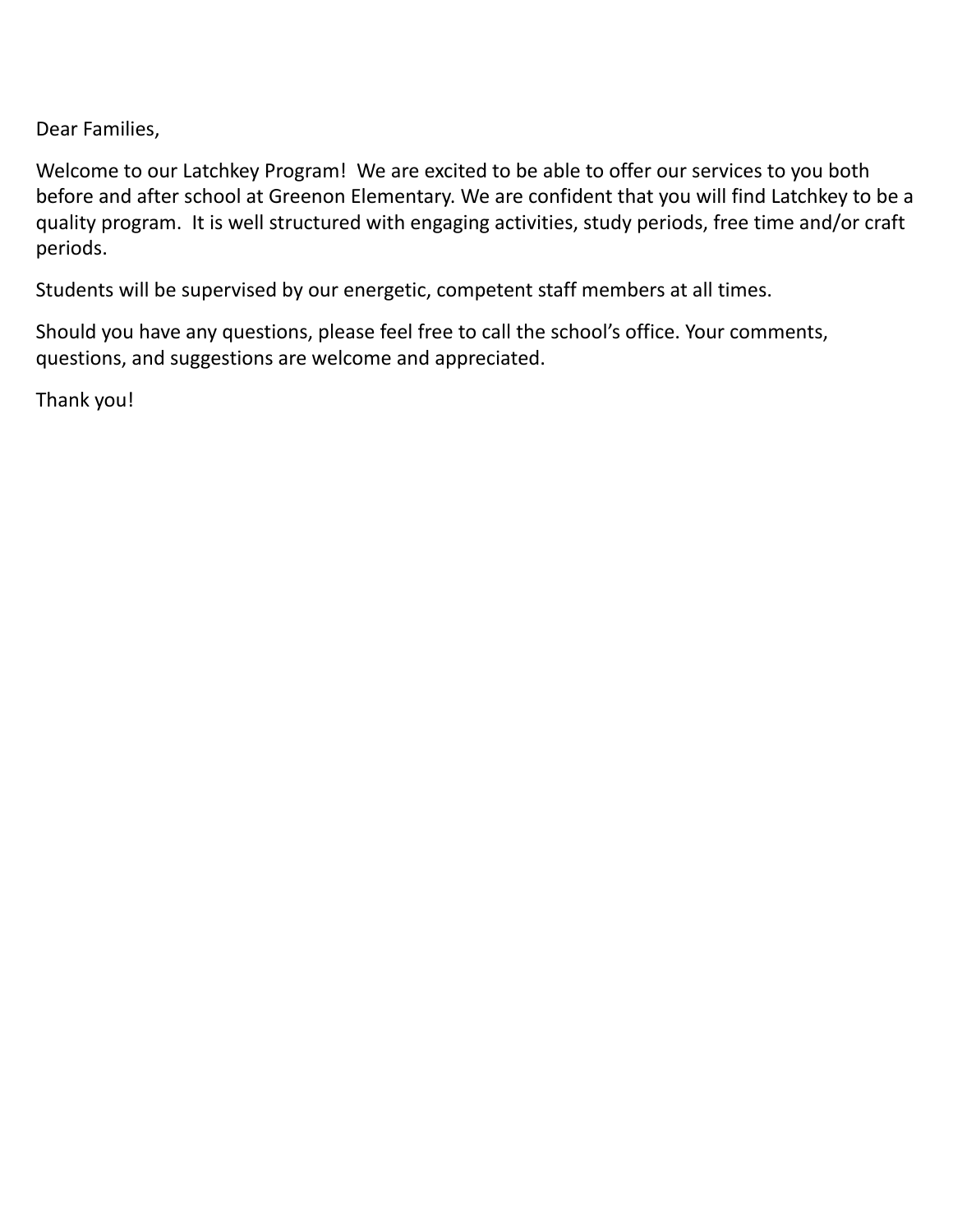Dear Families,

Welcome to our Latchkey Program! We are excited to be able to offer our services to you both before and after school at Greenon Elementary. We are confident that you will find Latchkey to be a quality program. It is well structured with engaging activities, study periods, free time and/or craft periods.

Students will be supervised by our energetic, competent staff members at all times.

Should you have any questions, please feel free to call the school's office. Your comments, questions, and suggestions are welcome and appreciated.

Thank you!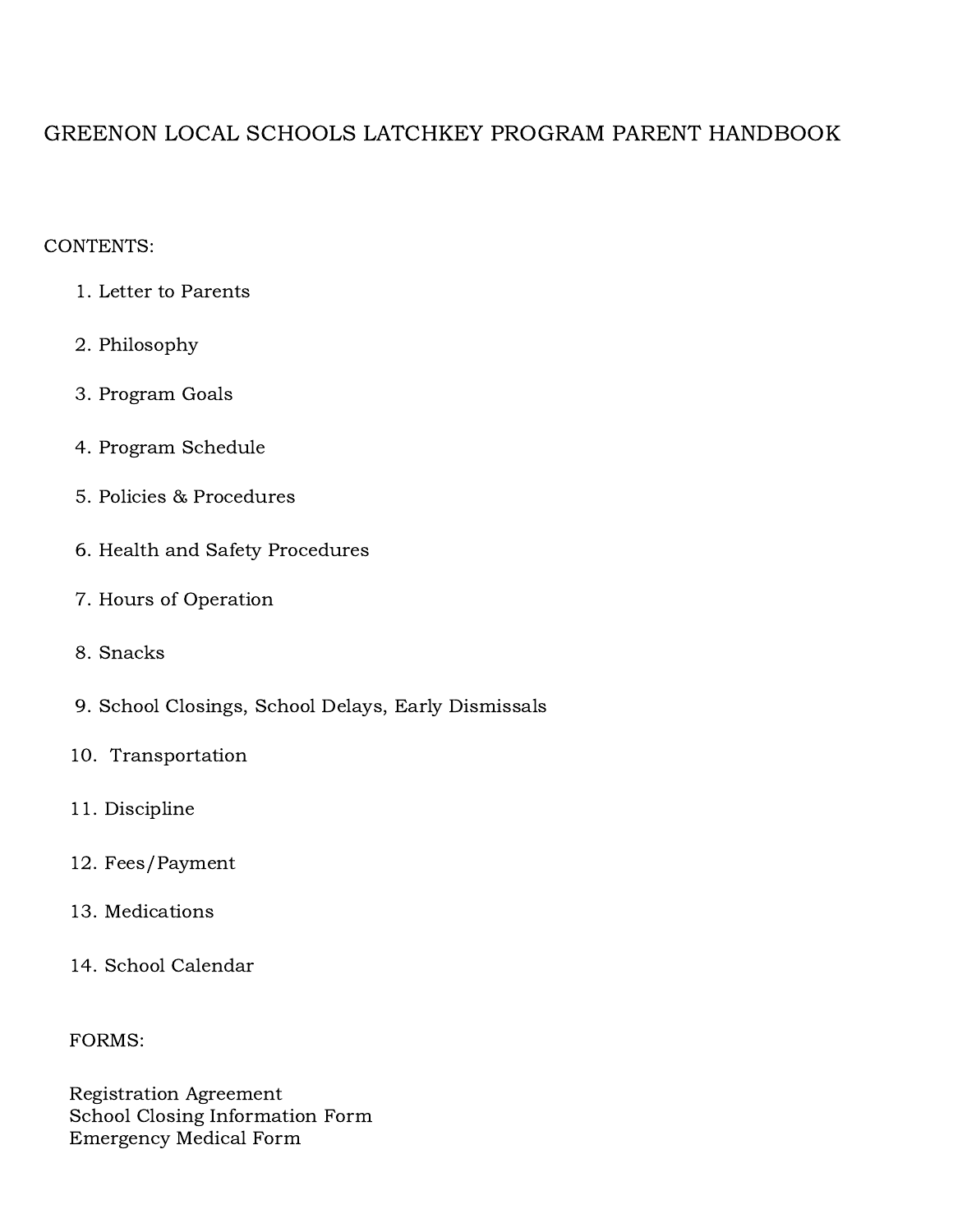# GREENON LOCAL SCHOOLS LATCHKEY PROGRAM PARENT HANDBOOK

CONTENTS:

1. Letter to Parents
2. Philosophy
3. Program Goals
4. Program Schedule
5. Policies & Procedures
6. Health and Safety Procedures
7. Hours of Operation
8. Snacks
9. School Closings, School Delays, Early Dismissals
10. Transportation
11. Discipline
12. Fees/Payment
13. Medications
14. School Calendar

FORMS:

Registration Agreement
School Closing Information Form
Emergency Medical Form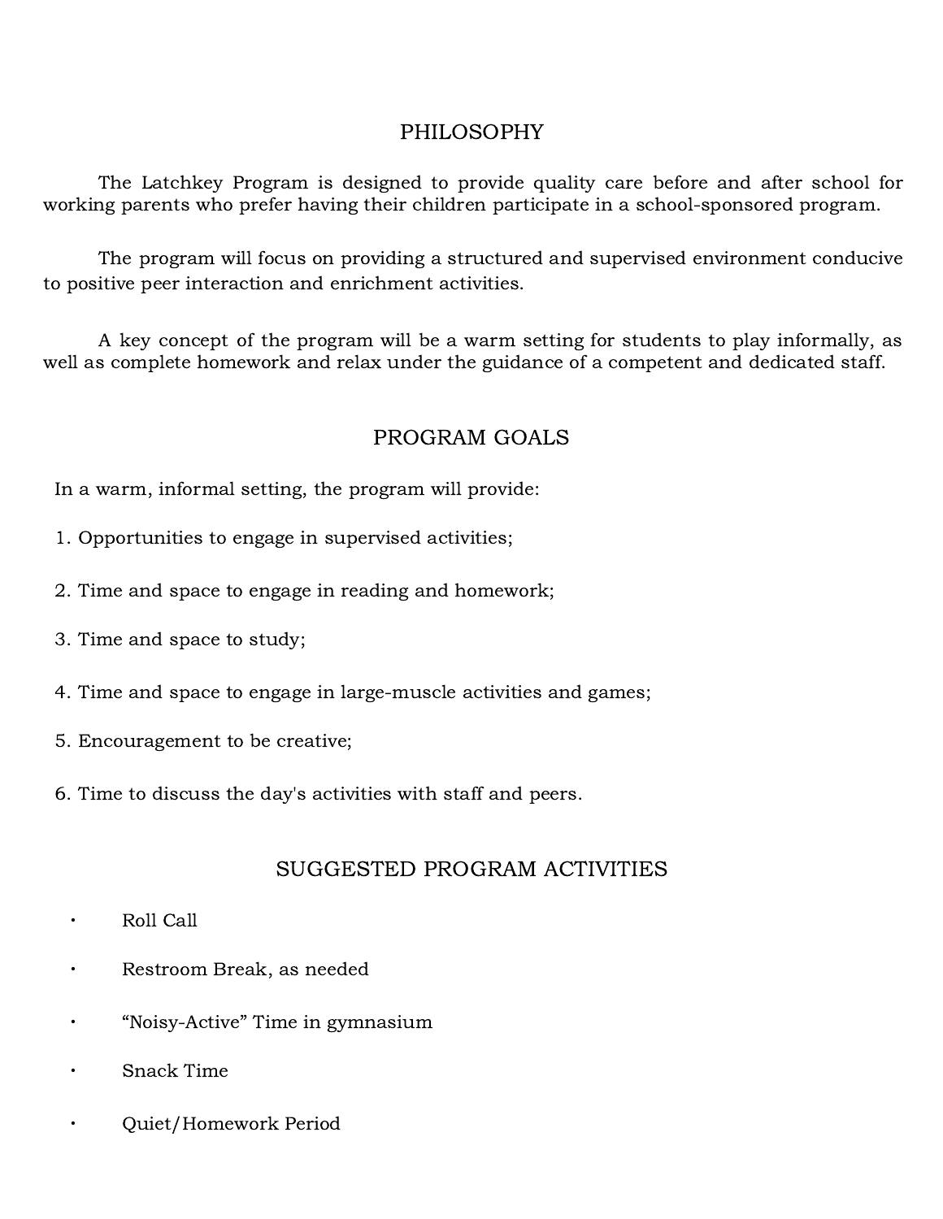## PHILOSOPHY

The Latchkey Program is designed to provide quality care before and after school for working parents who prefer having their children participate in a school-sponsored program.

The program will focus on providing a structured and supervised environment conducive to positive peer interaction and enrichment activities.

A key concept of the program will be a warm setting for students to play informally, as well as complete homework and relax under the guidance of a competent and dedicated staff.

## PROGRAM GOALS

In a warm, informal setting, the program will provide:

1. Opportunities to engage in supervised activities;
2. Time and space to engage in reading and homework;
3. Time and space to study;
4. Time and space to engage in large-muscle activities and games;
5. Encouragement to be creative;
6. Time to discuss the day's activities with staff and peers.

## SUGGESTED PROGRAM ACTIVITIES

- Roll Call
- Restroom Break, as needed
- "Noisy-Active" Time in gymnasium
- Snack Time
- Quiet/Homework Period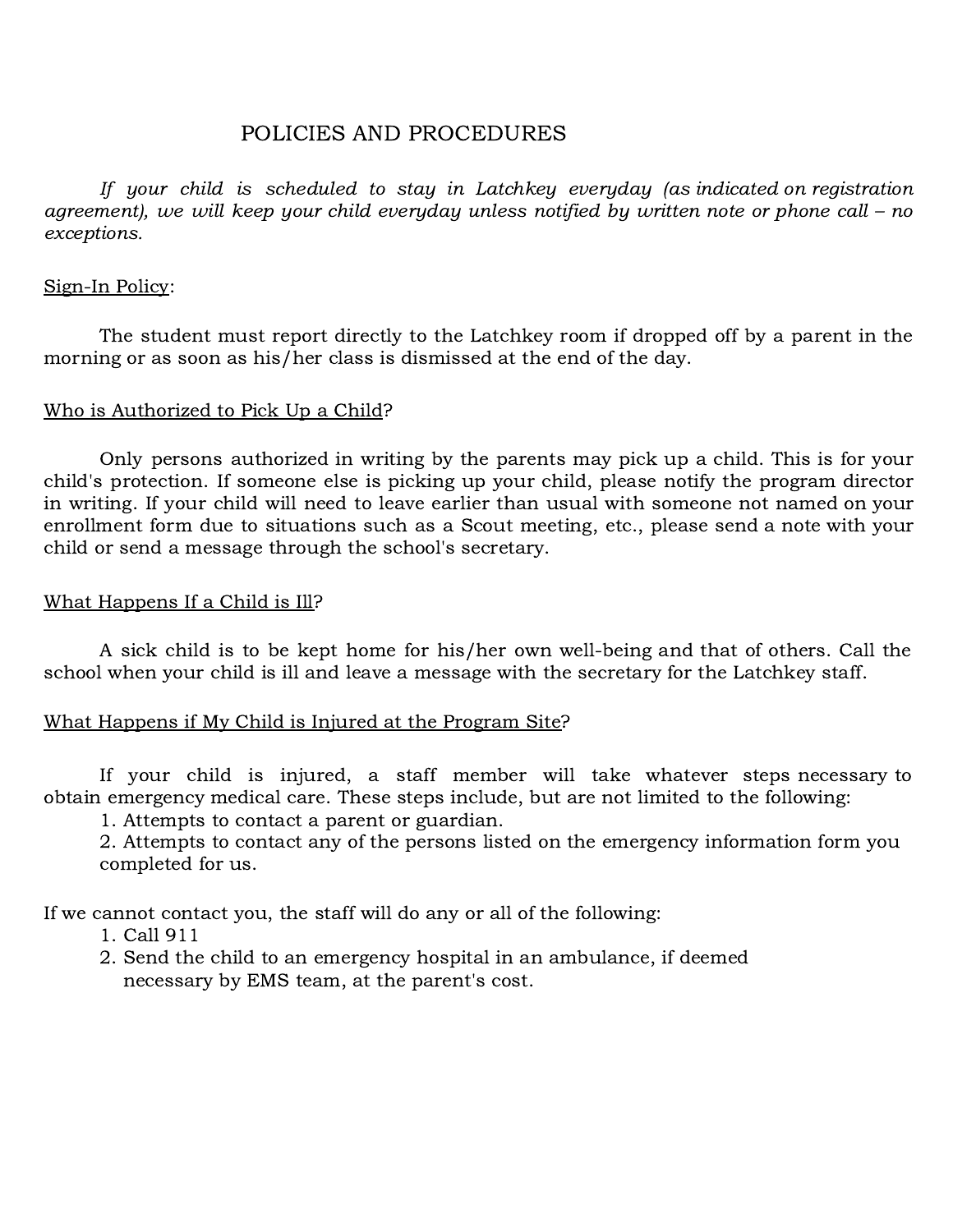# POLICIES AND PROCEDURES

*If your child is scheduled to stay in Latchkey everyday (as indicated on registration agreement), we will keep your child everyday unless notified by written note or phone call – no exceptions.*

<u>Sign-In Policy</u>:

The student must report directly to the Latchkey room if dropped off by a parent in the morning or as soon as his/her class is dismissed at the end of the day.

<u>Who is Authorized to Pick Up a Child</u>?

Only persons authorized in writing by the parents may pick up a child. This is for your child's protection. If someone else is picking up your child, please notify the program director in writing. If your child will need to leave earlier than usual with someone not named on your enrollment form due to situations such as a Scout meeting, etc., please send a note with your child or send a message through the school's secretary.

<u>What Happens If a Child is Ill</u>?

A sick child is to be kept home for his/her own well-being and that of others. Call the school when your child is ill and leave a message with the secretary for the Latchkey staff.

<u>What Happens if My Child is Injured at the Program Site</u>?

If your child is injured, a staff member will take whatever steps necessary to obtain emergency medical care. These steps include, but are not limited to the following:

1. Attempts to contact a parent or guardian.
2. Attempts to contact any of the persons listed on the emergency information form you completed for us.

If we cannot contact you, the staff will do any or all of the following:

1. Call 911
2. Send the child to an emergency hospital in an ambulance, if deemed necessary by EMS team, at the parent's cost.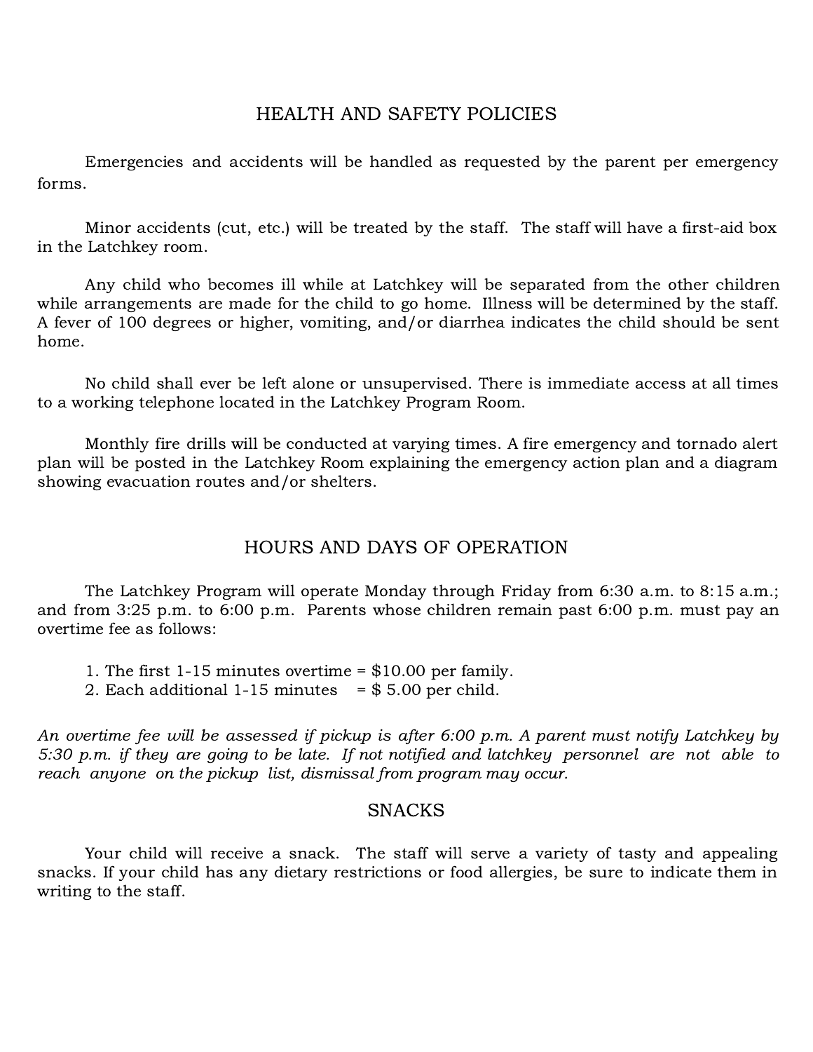## HEALTH AND SAFETY POLICIES

Emergencies and accidents will be handled as requested by the parent per emergency forms.

Minor accidents (cut, etc.) will be treated by the staff. The staff will have a first-aid box in the Latchkey room.

Any child who becomes ill while at Latchkey will be separated from the other children while arrangements are made for the child to go home. Illness will be determined by the staff. A fever of 100 degrees or higher, vomiting, and/or diarrhea indicates the child should be sent home.

No child shall ever be left alone or unsupervised. There is immediate access at all times to a working telephone located in the Latchkey Program Room.

Monthly fire drills will be conducted at varying times. A fire emergency and tornado alert plan will be posted in the Latchkey Room explaining the emergency action plan and a diagram showing evacuation routes and/or shelters.

## HOURS AND DAYS OF OPERATION

The Latchkey Program will operate Monday through Friday from 6:30 a.m. to 8:15 a.m.; and from 3:25 p.m. to 6:00 p.m. Parents whose children remain past 6:00 p.m. must pay an overtime fee as follows:

1. The first 1-15 minutes overtime = $10.00 per family.
2. Each additional 1-15 minutes = $ 5.00 per child.

*An overtime fee will be assessed if pickup is after 6:00 p.m. A parent must notify Latchkey by 5:30 p.m. if they are going to be late. If not notified and latchkey personnel are not able to reach anyone on the pickup list, dismissal from program may occur.*

## SNACKS

Your child will receive a snack. The staff will serve a variety of tasty and appealing snacks. If your child has any dietary restrictions or food allergies, be sure to indicate them in writing to the staff.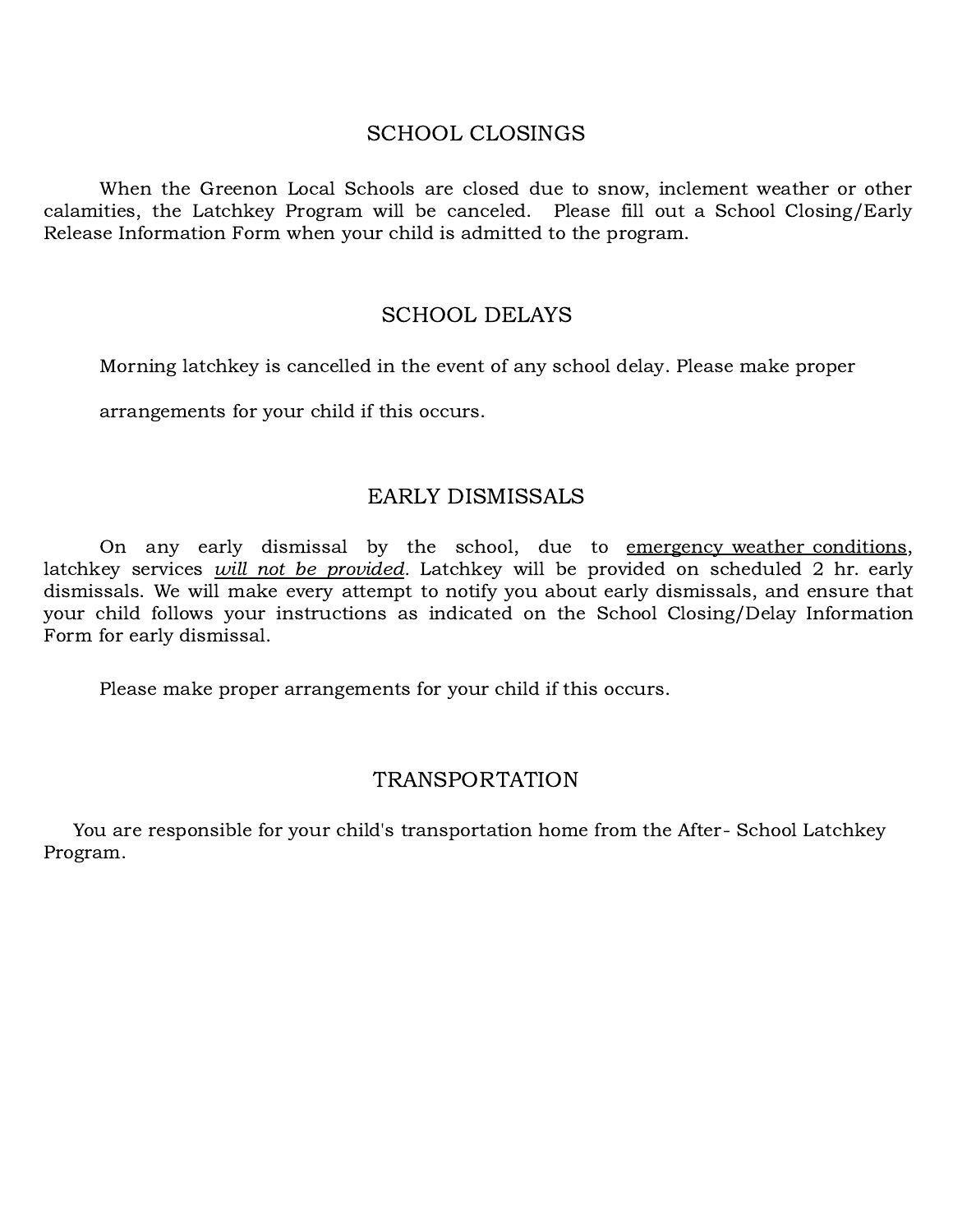## SCHOOL CLOSINGS

When the Greenon Local Schools are closed due to snow, inclement weather or other calamities, the Latchkey Program will be canceled. Please fill out a School Closing/Early Release Information Form when your child is admitted to the program.

## SCHOOL DELAYS

Morning latchkey is cancelled in the event of any school delay. Please make proper arrangements for your child if this occurs.

## EARLY DISMISSALS

On any early dismissal by the school, due to emergency weather conditions, latchkey services ***will not be provided***. Latchkey will be provided on scheduled 2 hr. early dismissals. We will make every attempt to notify you about early dismissals, and ensure that your child follows your instructions as indicated on the School Closing/Delay Information Form for early dismissal.

Please make proper arrangements for your child if this occurs.

## TRANSPORTATION

You are responsible for your child's transportation home from the After- School Latchkey Program.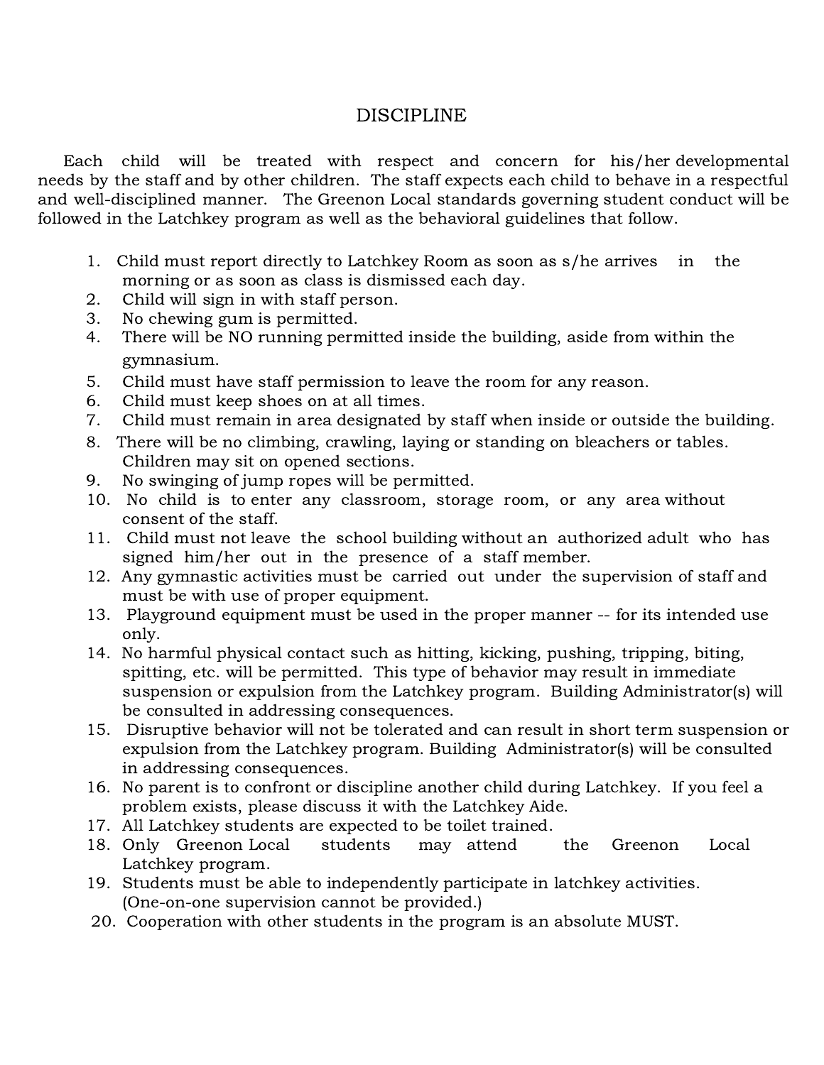# DISCIPLINE

Each child will be treated with respect and concern for his/her developmental needs by the staff and by other children. The staff expects each child to behave in a respectful and well-disciplined manner. The Greenon Local standards governing student conduct will be followed in the Latchkey program as well as the behavioral guidelines that follow.

1. Child must report directly to Latchkey Room as soon as s/he arrives in the morning or as soon as class is dismissed each day.
2. Child will sign in with staff person.
3. No chewing gum is permitted.
4. There will be NO running permitted inside the building, aside from within the gymnasium.
5. Child must have staff permission to leave the room for any reason.
6. Child must keep shoes on at all times.
7. Child must remain in area designated by staff when inside or outside the building.
8. There will be no climbing, crawling, laying or standing on bleachers or tables. Children may sit on opened sections.
9. No swinging of jump ropes will be permitted.
10. No child is to enter any classroom, storage room, or any area without consent of the staff.
11. Child must not leave the school building without an authorized adult who has signed him/her out in the presence of a staff member.
12. Any gymnastic activities must be carried out under the supervision of staff and must be with use of proper equipment.
13. Playground equipment must be used in the proper manner -- for its intended use only.
14. No harmful physical contact such as hitting, kicking, pushing, tripping, biting, spitting, etc. will be permitted. This type of behavior may result in immediate suspension or expulsion from the Latchkey program. Building Administrator(s) will be consulted in addressing consequences.
15. Disruptive behavior will not be tolerated and can result in short term suspension or expulsion from the Latchkey program. Building Administrator(s) will be consulted in addressing consequences.
16. No parent is to confront or discipline another child during Latchkey. If you feel a problem exists, please discuss it with the Latchkey Aide.
17. All Latchkey students are expected to be toilet trained.
18. Only Greenon Local students may attend the Greenon Local Latchkey program.
19. Students must be able to independently participate in latchkey activities. (One-on-one supervision cannot be provided.)
20. Cooperation with other students in the program is an absolute MUST.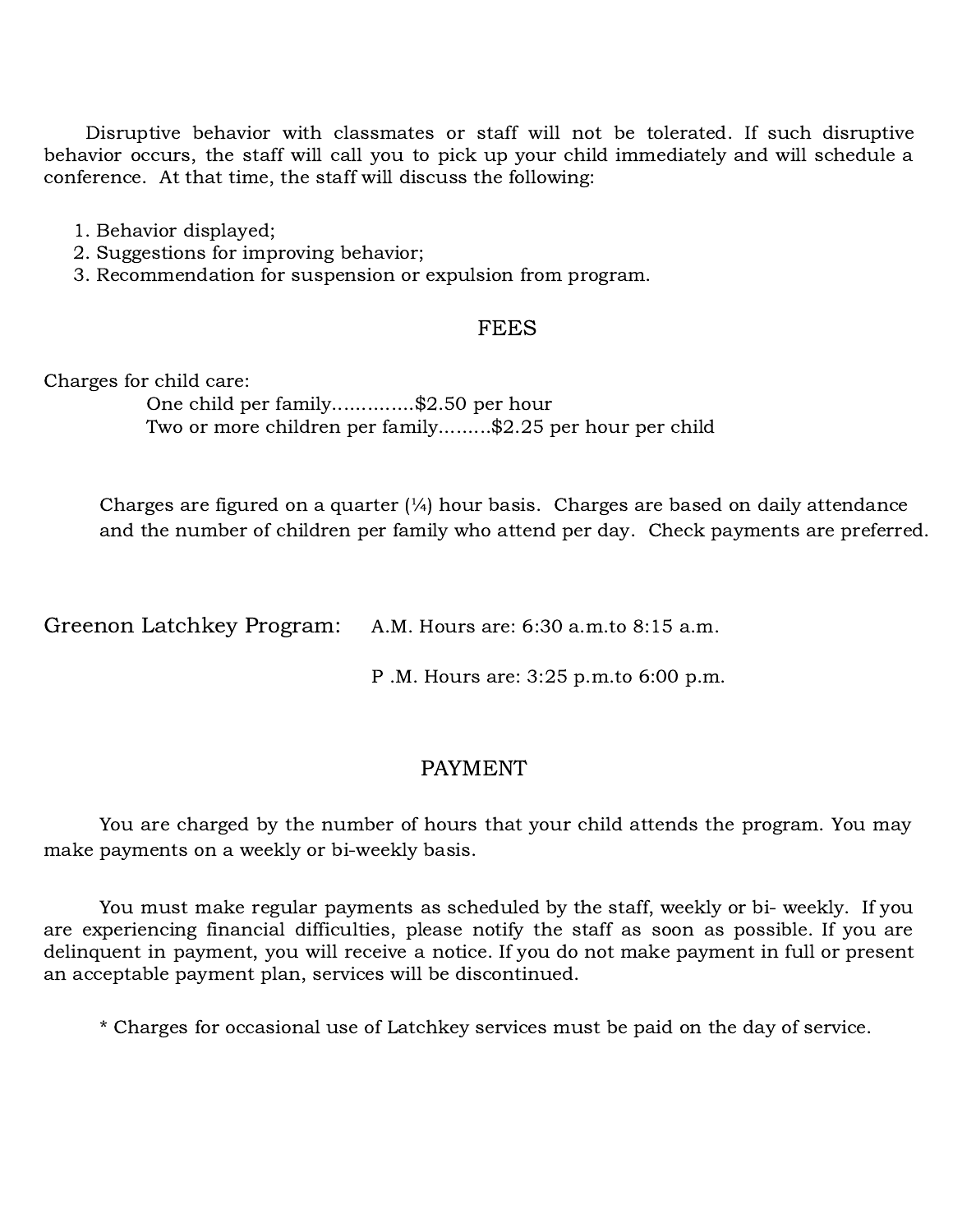Disruptive behavior with classmates or staff will not be tolerated. If such disruptive behavior occurs, the staff will call you to pick up your child immediately and will schedule a conference. At that time, the staff will discuss the following:

1. Behavior displayed;
2. Suggestions for improving behavior;
3. Recommendation for suspension or expulsion from program.

## FEES

Charges for child care:

One child per family..............$2.50 per hour
Two or more children per family.........$2.25 per hour per child

Charges are figured on a quarter (¼) hour basis. Charges are based on daily attendance and the number of children per family who attend per day. Check payments are preferred.

Greenon Latchkey Program: A.M. Hours are: 6:30 a.m.to 8:15 a.m.

P .M. Hours are: 3:25 p.m.to 6:00 p.m.

## PAYMENT

You are charged by the number of hours that your child attends the program. You may make payments on a weekly or bi-weekly basis.

You must make regular payments as scheduled by the staff, weekly or bi- weekly. If you are experiencing financial difficulties, please notify the staff as soon as possible. If you are delinquent in payment, you will receive a notice. If you do not make payment in full or present an acceptable payment plan, services will be discontinued.

* Charges for occasional use of Latchkey services must be paid on the day of service.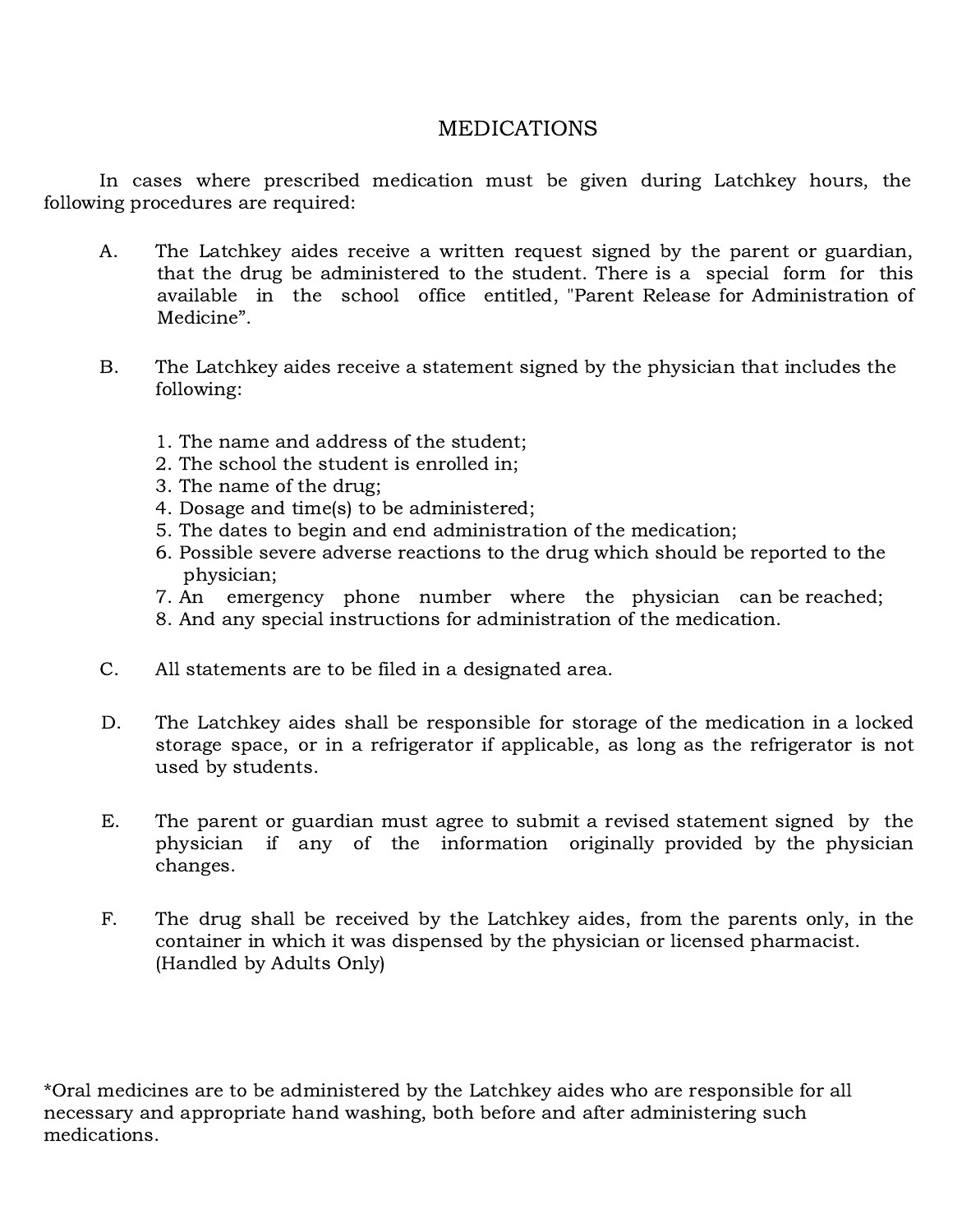# MEDICATIONS

In cases where prescribed medication must be given during Latchkey hours, the following procedures are required:

A. The Latchkey aides receive a written request signed by the parent or guardian, that the drug be administered to the student. There is a special form for this available in the school office entitled, "Parent Release for Administration of Medicine".

B. The Latchkey aides receive a statement signed by the physician that includes the following:

   1. The name and address of the student;
   2. The school the student is enrolled in;
   3. The name of the drug;
   4. Dosage and time(s) to be administered;
   5. The dates to begin and end administration of the medication;
   6. Possible severe adverse reactions to the drug which should be reported to the physician;
   7. An emergency phone number where the physician can be reached;
   8. And any special instructions for administration of the medication.

C. All statements are to be filed in a designated area.

D. The Latchkey aides shall be responsible for storage of the medication in a locked storage space, or in a refrigerator if applicable, as long as the refrigerator is not used by students.

E. The parent or guardian must agree to submit a revised statement signed by the physician if any of the information originally provided by the physician changes.

F. The drug shall be received by the Latchkey aides, from the parents only, in the container in which it was dispensed by the physician or licensed pharmacist. (Handled by Adults Only)

*Oral medicines are to be administered by the Latchkey aides who are responsible for all necessary and appropriate hand washing, both before and after administering such medications.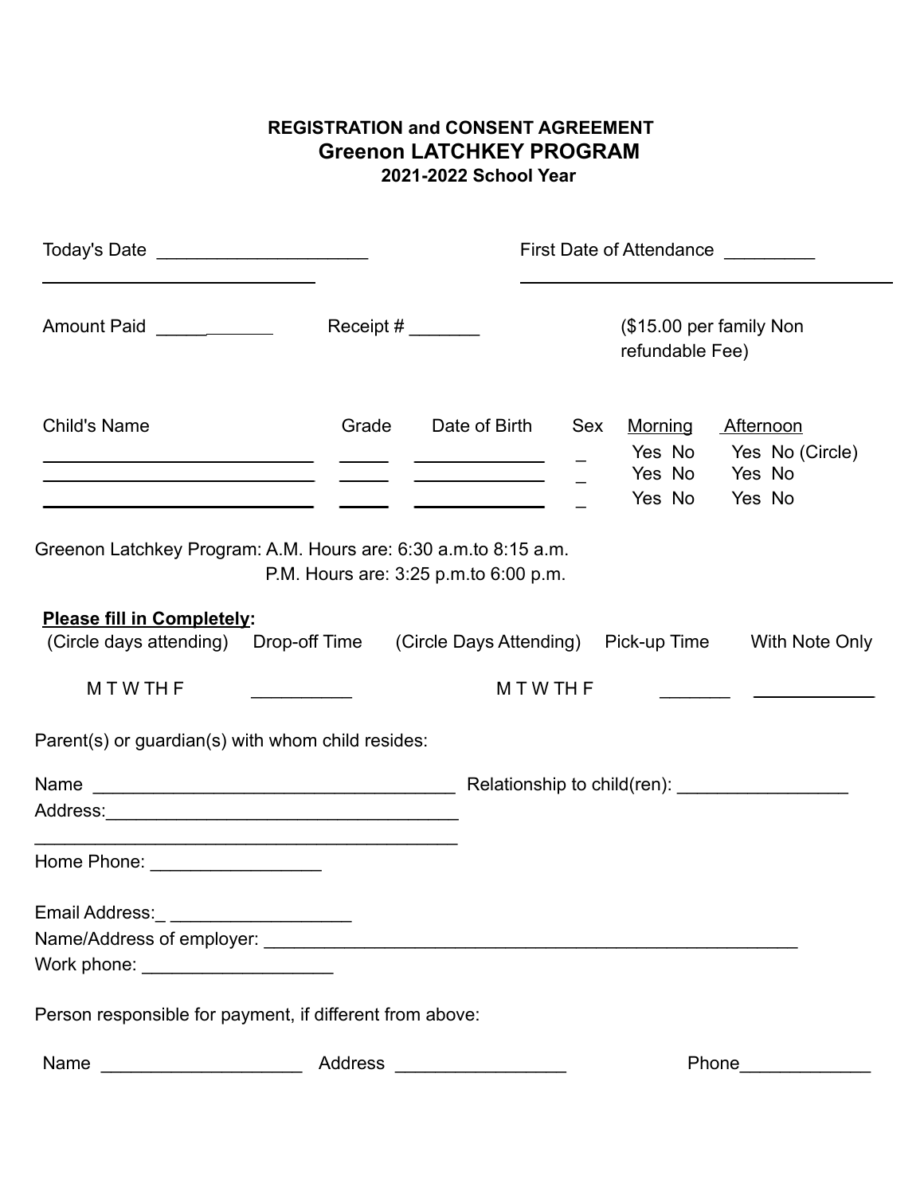**REGISTRATION and CONSENT AGREEMENT**

# Greenon LATCHKEY PROGRAM

**2021-2022 School Year**

Today's Date ____________________ First Date of Attendance _________

Amount Paid _____\_______ Receipt # _______ ($15.00 per family Non refundable Fee)

| Child's Name | Grade | Date of Birth | Sex | Morning | Afternoon |
|---|---|---|---|---|---|
| ______________________ | _____ | ___________ | _ | Yes No | Yes No (Circle) |
| ______________________ | _____ | ___________ | _ | Yes No | Yes No |
| ______________________ | _____ | ___________ | _ | Yes No | Yes No |

Greenon Latchkey Program: A.M. Hours are: 6:30 a.m.to 8:15 a.m.
P.M. Hours are: 3:25 p.m.to 6:00 p.m.

**Please fill in Completely:**

| (Circle days attending) | Drop-off Time | (Circle Days Attending) | Pick-up Time | With Note Only |
|---|---|---|---|---|
| M T W TH F | __________ | M T W TH F | _______ | ____________ |

Parent(s) or guardian(s) with whom child resides:

Name ___________________________________ Relationship to child(ren): ________________

Address:___________________________________

___________________________________________

Home Phone: ________________

Email Address:_ _________________

Name/Address of employer: _______________________________________________________

Work phone: __________________

Person responsible for payment, if different from above:

Name ____________________ Address _________________ Phone_____________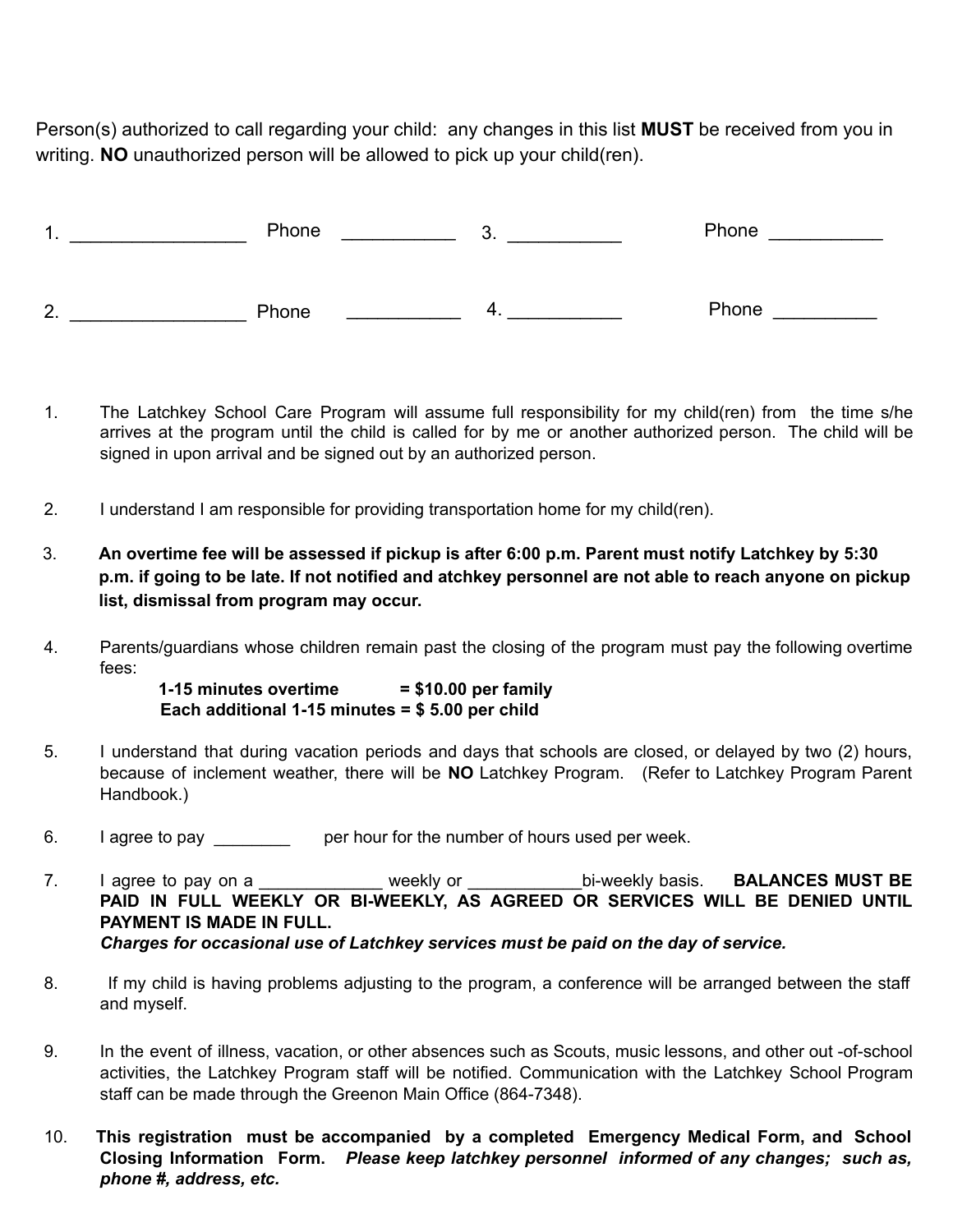Person(s) authorized to call regarding your child: any changes in this list **MUST** be received from you in writing. **NO** unauthorized person will be allowed to pick up your child(ren).

1. _________________ Phone ___________ 3. ___________ Phone ___________

2. _________________ Phone ___________ 4. ___________ Phone __________

1. The Latchkey School Care Program will assume full responsibility for my child(ren) from the time s/he arrives at the program until the child is called for by me or another authorized person. The child will be signed in upon arrival and be signed out by an authorized person.

2. I understand I am responsible for providing transportation home for my child(ren).

3. **An overtime fee will be assessed if pickup is after 6:00 p.m. Parent must notify Latchkey by 5:30 p.m. if going to be late. If not notified and atchkey personnel are not able to reach anyone on pickup list, dismissal from program may occur.**

4. Parents/guardians whose children remain past the closing of the program must pay the following overtime fees:
   **1-15 minutes overtime = $10.00 per family**
   **Each additional 1-15 minutes = $ 5.00 per child**

5. I understand that during vacation periods and days that schools are closed, or delayed by two (2) hours, because of inclement weather, there will be **NO** Latchkey Program. (Refer to Latchkey Program Parent Handbook.)

6. I agree to pay ________ per hour for the number of hours used per week.

7. I agree to pay on a _____________ weekly or ____________bi-weekly basis. **BALANCES MUST BE PAID IN FULL WEEKLY OR BI-WEEKLY, AS AGREED OR SERVICES WILL BE DENIED UNTIL PAYMENT IS MADE IN FULL.**
   ***Charges for occasional use of Latchkey services must be paid on the day of service.***

8. If my child is having problems adjusting to the program, a conference will be arranged between the staff and myself.

9. In the event of illness, vacation, or other absences such as Scouts, music lessons, and other out -of-school activities, the Latchkey Program staff will be notified. Communication with the Latchkey School Program staff can be made through the Greenon Main Office (864-7348).

10. **This registration must be accompanied by a completed Emergency Medical Form, and School Closing Information Form.** ***Please keep latchkey personnel informed of any changes; such as, phone #, address, etc.***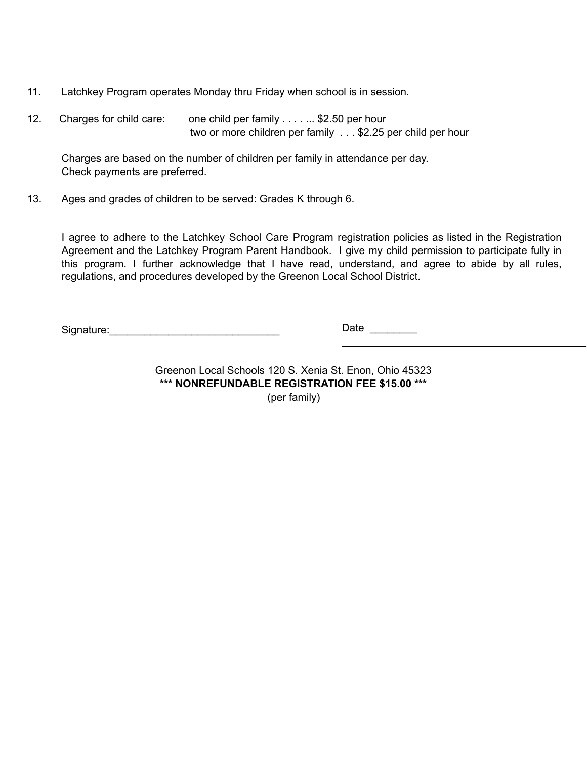11. Latchkey Program operates Monday thru Friday when school is in session.

12. Charges for child care: one child per family . . . . ... $2.50 per hour
    two or more children per family . . . $2.25 per child per hour

    Charges are based on the number of children per family in attendance per day.
    Check payments are preferred.

13. Ages and grades of children to be served: Grades K through 6.

I agree to adhere to the Latchkey School Care Program registration policies as listed in the Registration Agreement and the Latchkey Program Parent Handbook. I give my child permission to participate fully in this program. I further acknowledge that I have read, understand, and agree to abide by all rules, regulations, and procedures developed by the Greenon Local School District.

Signature:_____________________________ Date ________

Greenon Local Schools 120 S. Xenia St. Enon, Ohio 45323

**\*\*\* NONREFUNDABLE REGISTRATION FEE $15.00 \*\*\***

(per family)